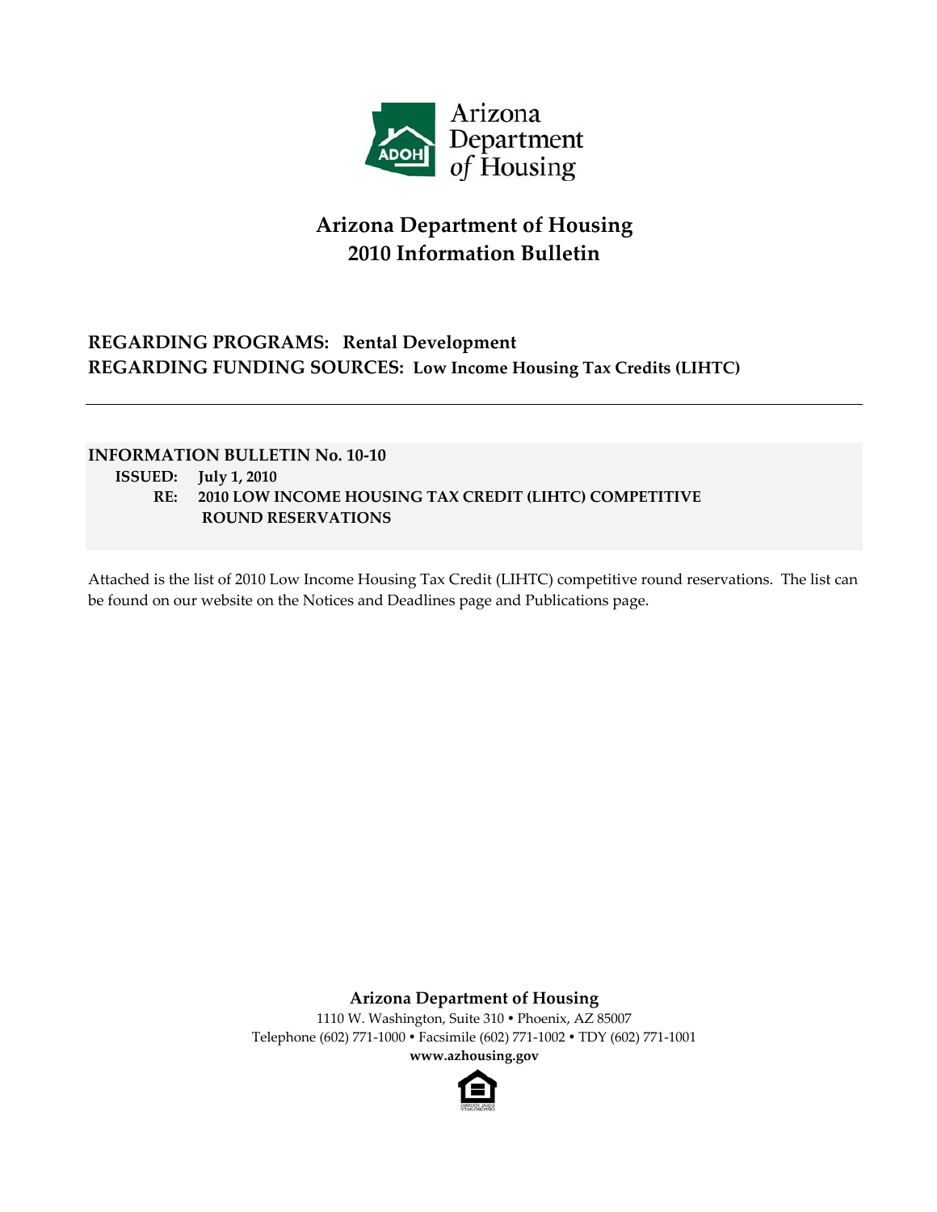Arizona Department of Housing

# Arizona Department of Housing
# 2010 Information Bulletin

**REGARDING PROGRAMS: Rental Development**
**REGARDING FUNDING SOURCES: Low Income Housing Tax Credits (LIHTC)**

---

**INFORMATION BULLETIN No. 10-10**
**ISSUED: July 1, 2010**
**RE: 2010 LOW INCOME HOUSING TAX CREDIT (LIHTC) COMPETITIVE ROUND RESERVATIONS**

Attached is the list of 2010 Low Income Housing Tax Credit (LIHTC) competitive round reservations. The list can be found on our website on the Notices and Deadlines page and Publications page.

**Arizona Department of Housing**
1110 W. Washington, Suite 310 • Phoenix, AZ 85007
Telephone (602) 771-1000 • Facsimile (602) 771-1002 • TDY (602) 771-1001
**www.azhousing.gov**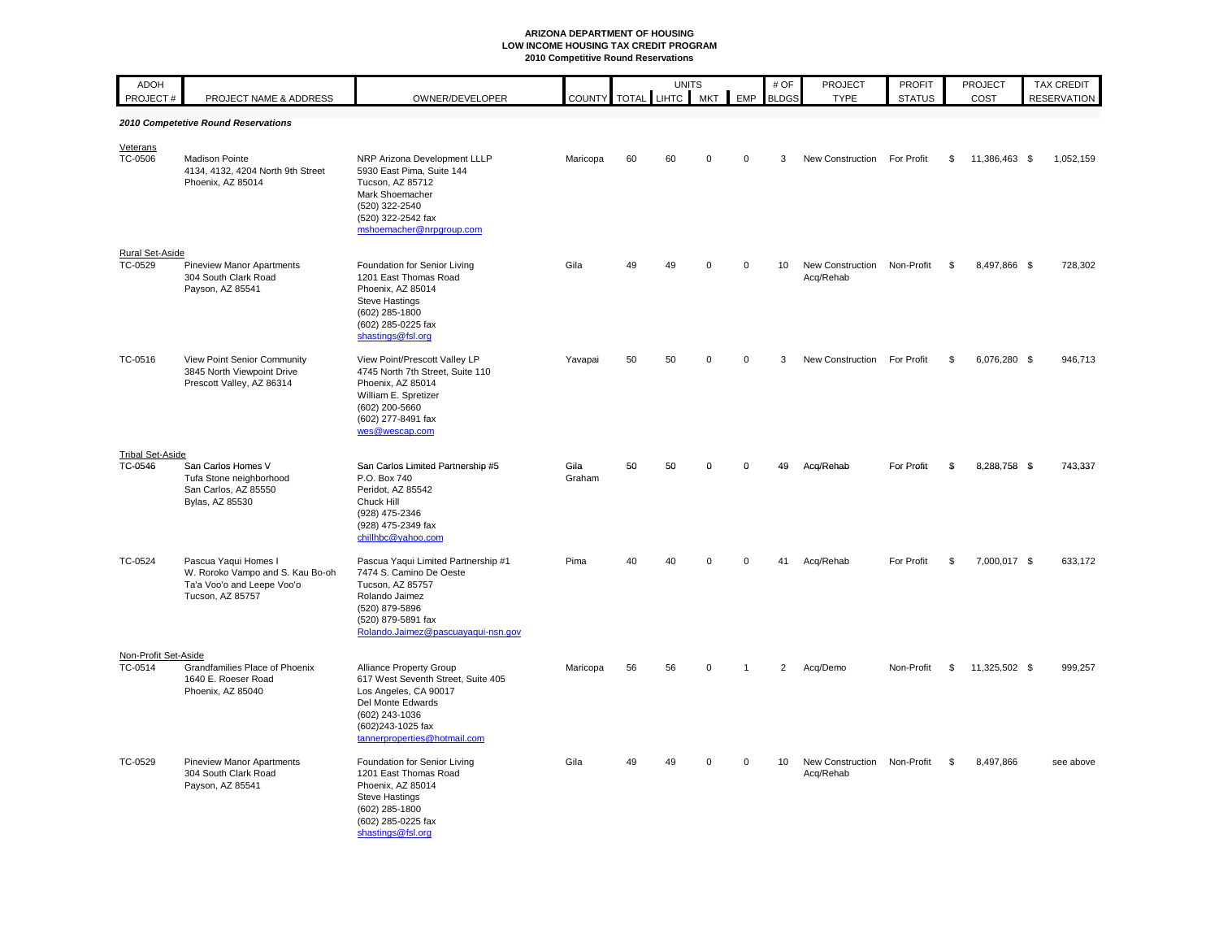**ARIZONA DEPARTMENT OF HOUSING**
**LOW INCOME HOUSING TAX CREDIT PROGRAM**
**2010 Competitive Round Reservations**

| ADOH PROJECT # | PROJECT NAME & ADDRESS | OWNER/DEVELOPER | COUNTY | UNITS TOTAL | LIHTC | MKT | EMP | # OF BLDGS | PROJECT TYPE | PROFIT STATUS | PROJECT COST | TAX CREDIT RESERVATION |
|---|---|---|---|---|---|---|---|---|---|---|---|---|
| ***2010 Competetive Round Reservations*** | | | | | | | | | | | | |
| Veterans | | | | | | | | | | | | |
| TC-0506 | Madison Pointe<br>4134, 4132, 4204 North 9th Street<br>Phoenix, AZ 85014 | NRP Arizona Development LLLP<br>5930 East Pima, Suite 144<br>Tucson, AZ 85712<br>Mark Shoemacher<br>(520) 322-2540<br>(520) 322-2542 fax<br>mshoemacher@nrpgroup.com | Maricopa | 60 | 60 | 0 | 0 | 3 | New Construction | For Profit | $ 11,386,463 | $ 1,052,159 |
| Rural Set-Aside | | | | | | | | | | | | |
| TC-0529 | Pineview Manor Apartments<br>304 South Clark Road<br>Payson, AZ 85541 | Foundation for Senior Living<br>1201 East Thomas Road<br>Phoenix, AZ 85014<br>Steve Hastings<br>(602) 285-1800<br>(602) 285-0225 fax<br>shastings@fsl.org | Gila | 49 | 49 | 0 | 0 | 10 | New Construction Acq/Rehab | Non-Profit | $ 8,497,866 | $ 728,302 |
| TC-0516 | View Point Senior Community<br>3845 North Viewpoint Drive<br>Prescott Valley, AZ 86314 | View Point/Prescott Valley LP<br>4745 North 7th Street, Suite 110<br>Phoenix, AZ 85014<br>William E. Spretizer<br>(602) 200-5660<br>(602) 277-8491 fax<br>wes@wescap.com | Yavapai | 50 | 50 | 0 | 0 | 3 | New Construction | For Profit | $ 6,076,280 | $ 946,713 |
| Tribal Set-Aside | | | | | | | | | | | | |
| TC-0546 | San Carlos Homes V<br>Tufa Stone neighborhood<br>San Carlos, AZ 85550<br>Bylas, AZ 85530 | San Carlos Limited Partnership #5<br>P.O. Box 740<br>Peridot, AZ 85542<br>Chuck Hill<br>(928) 475-2346<br>(928) 475-2349 fax<br>chillhbc@yahoo.com | Gila Graham | 50 | 50 | 0 | 0 | 49 | Acq/Rehab | For Profit | $ 8,288,758 | $ 743,337 |
| TC-0524 | Pascua Yaqui Homes I<br>W. Roroko Vampo and S. Kau Bo-oh<br>Ta'a Voo'o and Leepe Voo'o<br>Tucson, AZ 85757 | Pascua Yaqui Limited Partnership #1<br>7474 S. Camino De Oeste<br>Tucson, AZ 85757<br>Rolando Jaimez<br>(520) 879-5896<br>(520) 879-5891 fax<br>Rolando.Jaimez@pascuayaqui-nsn.gov | Pima | 40 | 40 | 0 | 0 | 41 | Acq/Rehab | For Profit | $ 7,000,017 | $ 633,172 |
| Non-Profit Set-Aside | | | | | | | | | | | | |
| TC-0514 | Grandfamilies Place of Phoenix<br>1640 E. Roeser Road<br>Phoenix, AZ 85040 | Alliance Property Group<br>617 West Seventh Street, Suite 405<br>Los Angeles, CA 90017<br>Del Monte Edwards<br>(602) 243-1036<br>(602)243-1025 fax<br>tannerproperties@hotmail.com | Maricopa | 56 | 56 | 0 | 1 | 2 | Acq/Demo | Non-Profit | $ 11,325,502 | $ 999,257 |
| TC-0529 | Pineview Manor Apartments<br>304 South Clark Road<br>Payson, AZ 85541 | Foundation for Senior Living<br>1201 East Thomas Road<br>Phoenix, AZ 85014<br>Steve Hastings<br>(602) 285-1800<br>(602) 285-0225 fax<br>shastings@fsl.org | Gila | 49 | 49 | 0 | 0 | 10 | New Construction Acq/Rehab | Non-Profit | $ 8,497,866 | see above |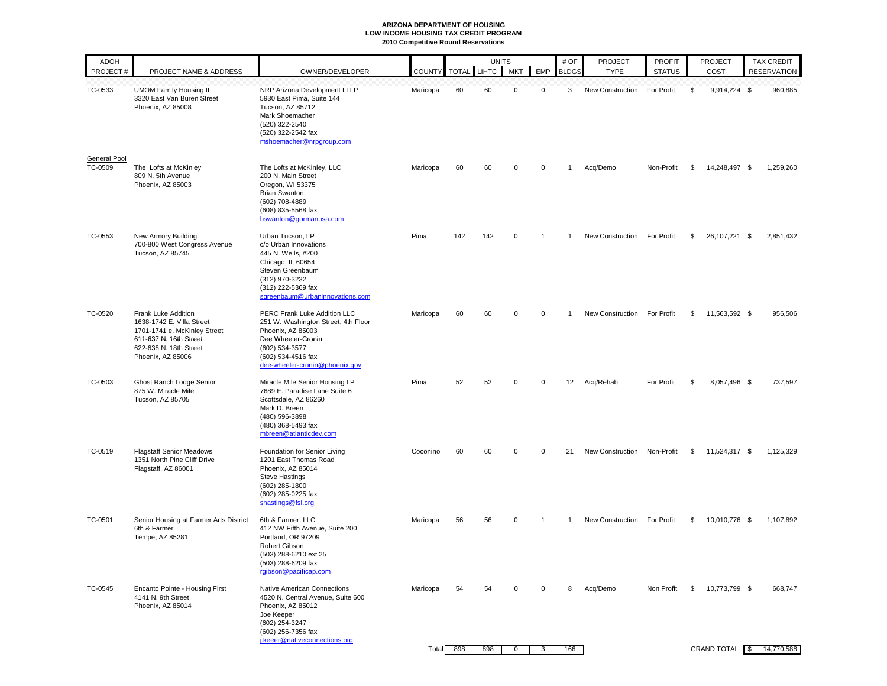**ARIZONA DEPARTMENT OF HOUSING**
**LOW INCOME HOUSING TAX CREDIT PROGRAM**
**2010 Competitive Round Reservations**

| ADOH PROJECT # | PROJECT NAME & ADDRESS | OWNER/DEVELOPER | COUNTY | UNITS TOTAL | LIHTC | MKT | EMP | # OF BLDGS | PROJECT TYPE | PROFIT STATUS | PROJECT COST | TAX CREDIT RESERVATION |
|---|---|---|---|---|---|---|---|---|---|---|---|---|
| TC-0533 | UMOM Family Housing II<br>3320 East Van Buren Street<br>Phoenix, AZ 85008 | NRP Arizona Development LLLP<br>5930 East Pima, Suite 144<br>Tucson, AZ 85712<br>Mark Shoemacher<br>(520) 322-2540<br>(520) 322-2542 fax<br>mshoemacher@nrpgroup.com | Maricopa | 60 | 60 | 0 | 0 | 3 | New Construction | For Profit | $ 9,914,224 | $ 960,885 |
| General Pool<br>TC-0509 | The Lofts at McKinley<br>809 N. 5th Avenue<br>Phoenix, AZ 85003 | The Lofts at McKinley, LLC<br>200 N. Main Street<br>Oregon, WI 53375<br>Brian Swanton<br>(602) 708-4889<br>(608) 835-5568 fax<br>bswanton@gormanusa.com | Maricopa | 60 | 60 | 0 | 0 | 1 | Acq/Demo | Non-Profit | $ 14,248,497 | $ 1,259,260 |
| TC-0553 | New Armory Building<br>700-800 West Congress Avenue<br>Tucson, AZ 85745 | Urban Tucson, LP<br>c/o Urban Innovations<br>445 N. Wells, #200<br>Chicago, IL 60654<br>Steven Greenbaum<br>(312) 970-3232<br>(312) 222-5369 fax<br>sgreenbaum@urbaninnovations.com | Pima | 142 | 142 | 0 | 1 | 1 | New Construction | For Profit | $ 26,107,221 | $ 2,851,432 |
| TC-0520 | Frank Luke Addition<br>1638-1742 E. Villa Street<br>1701-1741 e. McKinley Street<br>611-637 N. 16th Street<br>622-638 N. 18th Street<br>Phoenix, AZ 85006 | PERC Frank Luke Addition LLC<br>251 W. Washington Street, 4th Floor<br>Phoenix, AZ 85003<br>Dee Wheeler-Cronin<br>(602) 534-3577<br>(602) 534-4516 fax<br>dee-wheeler-cronin@phoenix.gov | Maricopa | 60 | 60 | 0 | 0 | 1 | New Construction | For Profit | $ 11,563,592 | $ 956,506 |
| TC-0503 | Ghost Ranch Lodge Senior<br>875 W. Miracle Mile<br>Tucson, AZ 85705 | Miracle Mile Senior Housing LP<br>7689 E. Paradise Lane Suite 6<br>Scottsdale, AZ 86260<br>Mark D. Breen<br>(480) 596-3898<br>(480) 368-5493 fax<br>mbreen@atlanticdev.com | Pima | 52 | 52 | 0 | 0 | 12 | Acq/Rehab | For Profit | $ 8,057,496 | $ 737,597 |
| TC-0519 | Flagstaff Senior Meadows<br>1351 North Pine Cliff Drive<br>Flagstaff, AZ 86001 | Foundation for Senior Living<br>1201 East Thomas Road<br>Phoenix, AZ 85014<br>Steve Hastings<br>(602) 285-1800<br>(602) 285-0225 fax<br>shastings@fsl.org | Coconino | 60 | 60 | 0 | 0 | 21 | New Construction | Non-Profit | $ 11,524,317 | $ 1,125,329 |
| TC-0501 | Senior Housing at Farmer Arts District<br>6th & Farmer<br>Tempe, AZ 85281 | 6th & Farmer, LLC<br>412 NW Fifth Avenue, Suite 200<br>Portland, OR 97209<br>Robert Gibson<br>(503) 288-6210 ext 25<br>(503) 288-6209 fax<br>rgibson@pacificap.com | Maricopa | 56 | 56 | 0 | 1 | 1 | New Construction | For Profit | $ 10,010,776 | $ 1,107,892 |
| TC-0545 | Encanto Pointe - Housing First<br>4141 N. 9th Street<br>Phoenix, AZ 85014 | Native American Connections<br>4520 N. Central Avenue, Suite 600<br>Phoenix, AZ 85012<br>Joe Keeper<br>(602) 254-3247<br>(602) 256-7356 fax<br>j.keeer@nativeconnections.org | Maricopa | 54 | 54 | 0 | 0 | 8 | Acq/Demo | Non Profit | $ 10,773,799 | $ 668,747 |
| | | | Total | 898 | 898 | 0 | 3 | 166 | | | GRAND TOTAL | $ 14,770,588 |